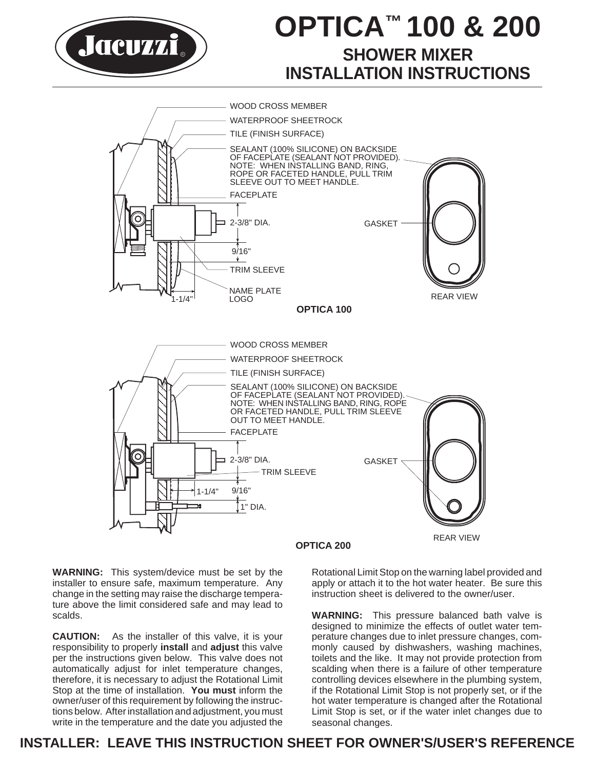# OPTICA™ 100 & 200

## SHOWER MIXER INSTALLATION INSTRUCTIONS

WOOD CROSS MEMBER

WATERPROOF SHEETROCK

TILE (FINISH SURFACE)

SEALANT (100% SILICONE) ON BACKSIDE OF FACEPLATE (SEALANT NOT PROVIDED). NOTE: WHEN INSTALLING BAND, RING, ROPE OR FACETED HANDLE, PULL TRIM SLEEVE OUT TO MEET HANDLE.

FACEPLATE

2-3/8" DIA.

9/16"

TRIM SLEEVE

NAME PLATE LOGO

1-1/4"

GASKET

REAR VIEW

**OPTICA 100**

WOOD CROSS MEMBER

WATERPROOF SHEETROCK

TILE (FINISH SURFACE)

SEALANT (100% SILICONE) ON BACKSIDE OF FACEPLATE (SEALANT NOT PROVIDED). NOTE: WHEN INSTALLING BAND, RING, ROPE OR FACETED HANDLE, PULL TRIM SLEEVE OUT TO MEET HANDLE.

FACEPLATE

2-3/8" DIA.

TRIM SLEEVE

1-1/4"

9/16"

1" DIA.

GASKET

REAR VIEW

**OPTICA 200**

**WARNING:** This system/device must be set by the installer to ensure safe, maximum temperature. Any change in the setting may raise the discharge temperature above the limit considered safe and may lead to scalds.

**CAUTION:** As the installer of this valve, it is your responsibility to properly **install** and **adjust** this valve per the instructions given below. This valve does not automatically adjust for inlet temperature changes, therefore, it is necessary to adjust the Rotational Limit Stop at the time of installation. **You must** inform the owner/user of this requirement by following the instructions below. After installation and adjustment, you must write in the temperature and the date you adjusted the Rotational Limit Stop on the warning label provided and apply or attach it to the hot water heater. Be sure this instruction sheet is delivered to the owner/user.

**WARNING:** This pressure balanced bath valve is designed to minimize the effects of outlet water temperature changes due to inlet pressure changes, commonly caused by dishwashers, washing machines, toilets and the like. It may not provide protection from scalding when there is a failure of other temperature controlling devices elsewhere in the plumbing system, if the Rotational Limit Stop is not properly set, or if the hot water temperature is changed after the Rotational Limit Stop is set, or if the water inlet changes due to seasonal changes.

**INSTALLER: LEAVE THIS INSTRUCTION SHEET FOR OWNER'S/USER'S REFERENCE**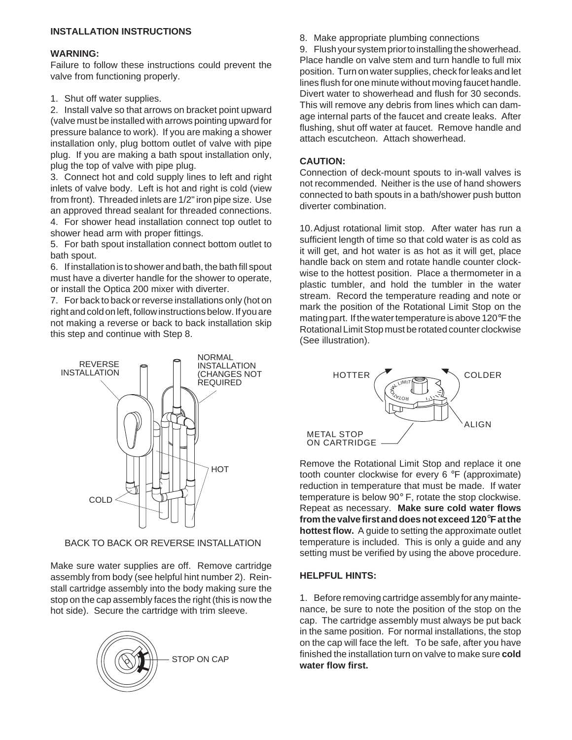**INSTALLATION INSTRUCTIONS**

**WARNING:**
Failure to follow these instructions could prevent the valve from functioning properly.

1. Shut off water supplies.
2. Install valve so that arrows on bracket point upward (valve must be installed with arrows pointing upward for pressure balance to work). If you are making a shower installation only, plug bottom outlet of valve with pipe plug. If you are making a bath spout installation only, plug the top of valve with pipe plug.
3. Connect hot and cold supply lines to left and right inlets of valve body. Left is hot and right is cold (view from front). Threaded inlets are 1/2" iron pipe size. Use an approved thread sealant for threaded connections.
4. For shower head installation connect top outlet to shower head arm with proper fittings.
5. For bath spout installation connect bottom outlet to bath spout.
6. If installation is to shower and bath, the bath fill spout must have a diverter handle for the shower to operate, or install the Optica 200 mixer with diverter.
7. For back to back or reverse installations only (hot on right and cold on left, follow instructions below. If you are not making a reverse or back to back installation skip this step and continue with Step 8.

REVERSE INSTALLATION — NORMAL INSTALLATION (CHANGES NOT REQUIRED — HOT — COLD

BACK TO BACK OR REVERSE INSTALLATION

Make sure water supplies are off. Remove cartridge assembly from body (see helpful hint number 2). Reinstall cartridge assembly into the body making sure the stop on the cap assembly faces the right (this is now the hot side). Secure the cartridge with trim sleeve.

STOP ON CAP

8. Make appropriate plumbing connections
9. Flush your system prior to installing the showerhead. Place handle on valve stem and turn handle to full mix position. Turn on water supplies, check for leaks and let lines flush for one minute without moving faucet handle. Divert water to showerhead and flush for 30 seconds. This will remove any debris from lines which can damage internal parts of the faucet and create leaks. After flushing, shut off water at faucet. Remove handle and attach escutcheon. Attach showerhead.

**CAUTION:**
Connection of deck-mount spouts to in-wall valves is not recommended. Neither is the use of hand showers connected to bath spouts in a bath/shower push button diverter combination.

10. Adjust rotational limit stop. After water has run a sufficient length of time so that cold water is as cold as it will get, and hot water is as hot as it will get, place handle back on stem and rotate handle counter clockwise to the hottest position. Place a thermometer in a plastic tumbler, and hold the tumbler in the water stream. Record the temperature reading and note or mark the position of the Rotational Limit Stop on the mating part. If the water temperature is above 120°F the Rotational Limit Stop must be rotated counter clockwise (See illustration).

HOTTER — COLDER — ALIGN — METAL STOP ON CARTRIDGE

Remove the Rotational Limit Stop and replace it one tooth counter clockwise for every 6 °F (approximate) reduction in temperature that must be made. If water temperature is below 90° F, rotate the stop clockwise. Repeat as necessary. **Make sure cold water flows from the valve first and does not exceed 120°F at the hottest flow.** A guide to setting the approximate outlet temperature is included. This is only a guide and any setting must be verified by using the above procedure.

**HELPFUL HINTS:**

1. Before removing cartridge assembly for any maintenance, be sure to note the position of the stop on the cap. The cartridge assembly must always be put back in the same position. For normal installations, the stop on the cap will face the left. To be safe, after you have finished the installation turn on valve to make sure **cold water flow first.**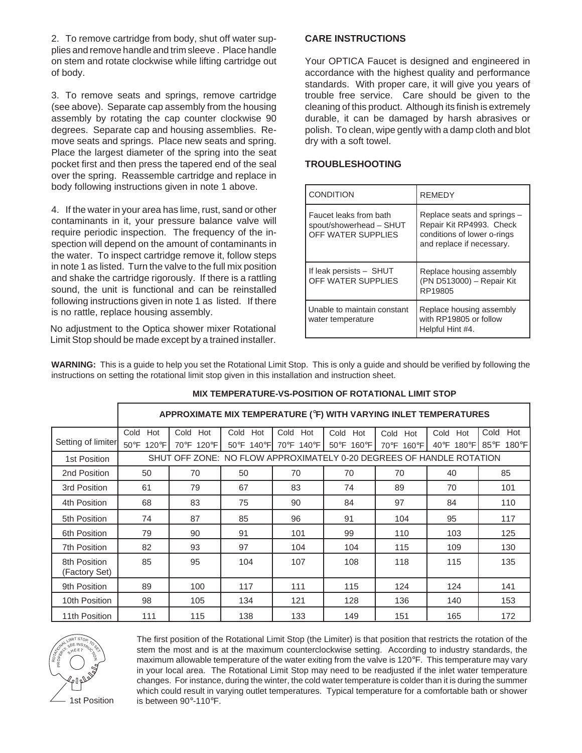2. To remove cartridge from body, shut off water supplies and remove handle and trim sleeve . Place handle on stem and rotate clockwise while lifting cartridge out of body.

3. To remove seats and springs, remove cartridge (see above). Separate cap assembly from the housing assembly by rotating the cap counter clockwise 90 degrees. Separate cap and housing assemblies. Remove seats and springs. Place new seats and spring. Place the largest diameter of the spring into the seat pocket first and then press the tapered end of the seal over the spring. Reassemble cartridge and replace in body following instructions given in note 1 above.

4. If the water in your area has lime, rust, sand or other contaminants in it, your pressure balance valve will require periodic inspection. The frequency of the inspection will depend on the amount of contaminants in the water. To inspect cartridge remove it, follow steps in note 1 as listed. Turn the valve to the full mix position and shake the cartridge rigorously. If there is a rattling sound, the unit is functional and can be reinstalled following instructions given in note 1 as listed. If there is no rattle, replace housing assembly.

No adjustment to the Optica shower mixer Rotational Limit Stop should be made except by a trained installer.

## CARE INSTRUCTIONS

Your OPTICA Faucet is designed and engineered in accordance with the highest quality and performance standards. With proper care, it will give you years of trouble free service. Care should be given to the cleaning of this product. Although its finish is extremely durable, it can be damaged by harsh abrasives or polish. To clean, wipe gently with a damp cloth and blot dry with a soft towel.

## TROUBLESHOOTING

| CONDITION | REMEDY |
|---|---|
| Faucet leaks from bath spout/showerhead – SHUT OFF WATER SUPPLIES | Replace seats and springs – Repair Kit RP4993. Check conditions of lower o-rings and replace if necessary. |
| If leak persists – SHUT OFF WATER SUPPLIES | Replace housing assembly (PN D513000) – Repair Kit RP19805 |
| Unable to maintain constant water temperature | Replace housing assembly with RP19805 or follow Helpful Hint #4. |

**WARNING:** This is a guide to help you set the Rotational Limit Stop. This is only a guide and should be verified by following the instructions on setting the rotational limit stop given in this installation and instruction sheet.

**MIX TEMPERATURE-VS-POSITION OF ROTATIONAL LIMIT STOP**

| | APPROXIMATE MIX TEMPERATURE (°F) WITH VARYING INLET TEMPERATURES | | | | | | | |
|---|---|---|---|---|---|---|---|---|
| Setting of limiter | Cold 50°F Hot 120°F | Cold 70°F Hot 120°F | Cold 50°F Hot 140°F | Cold 70°F Hot 140°F | Cold 50°F Hot 160°F | Cold 70°F Hot 160°F | Cold 40°F Hot 180°F | Cold 85°F Hot 180°F |
| 1st Position | SHUT OFF ZONE: NO FLOW APPROXIMATELY 0-20 DEGREES OF HANDLE ROTATION | | | | | | | |
| 2nd Position | 50 | 70 | 50 | 70 | 70 | 70 | 40 | 85 |
| 3rd Position | 61 | 79 | 67 | 83 | 74 | 89 | 70 | 101 |
| 4th Position | 68 | 83 | 75 | 90 | 84 | 97 | 84 | 110 |
| 5th Position | 74 | 87 | 85 | 96 | 91 | 104 | 95 | 117 |
| 6th Position | 79 | 90 | 91 | 101 | 99 | 110 | 103 | 125 |
| 7th Position | 82 | 93 | 97 | 104 | 104 | 115 | 109 | 130 |
| 8th Position (Factory Set) | 85 | 95 | 104 | 107 | 108 | 118 | 115 | 135 |
| 9th Position | 89 | 100 | 117 | 111 | 115 | 124 | 124 | 141 |
| 10th Position | 98 | 105 | 134 | 121 | 128 | 136 | 140 | 153 |
| 11th Position | 111 | 115 | 138 | 133 | 149 | 151 | 165 | 172 |

ROTATIONAL LIMIT STOP, TO SET PROPERLY, SEE INSTRUCTION SHEET

1st Position

The first position of the Rotational Limit Stop (the Limiter) is that position that restricts the rotation of the stem the most and is at the maximum counterclockwise setting. According to industry standards, the maximum allowable temperature of the water exiting from the valve is 120°F. This temperature may vary in your local area. The Rotational Limit Stop may need to be readjusted if the inlet water temperature changes. For instance, during the winter, the cold water temperature is colder than it is during the summer which could result in varying outlet temperatures. Typical temperature for a comfortable bath or shower is between 90°-110°F.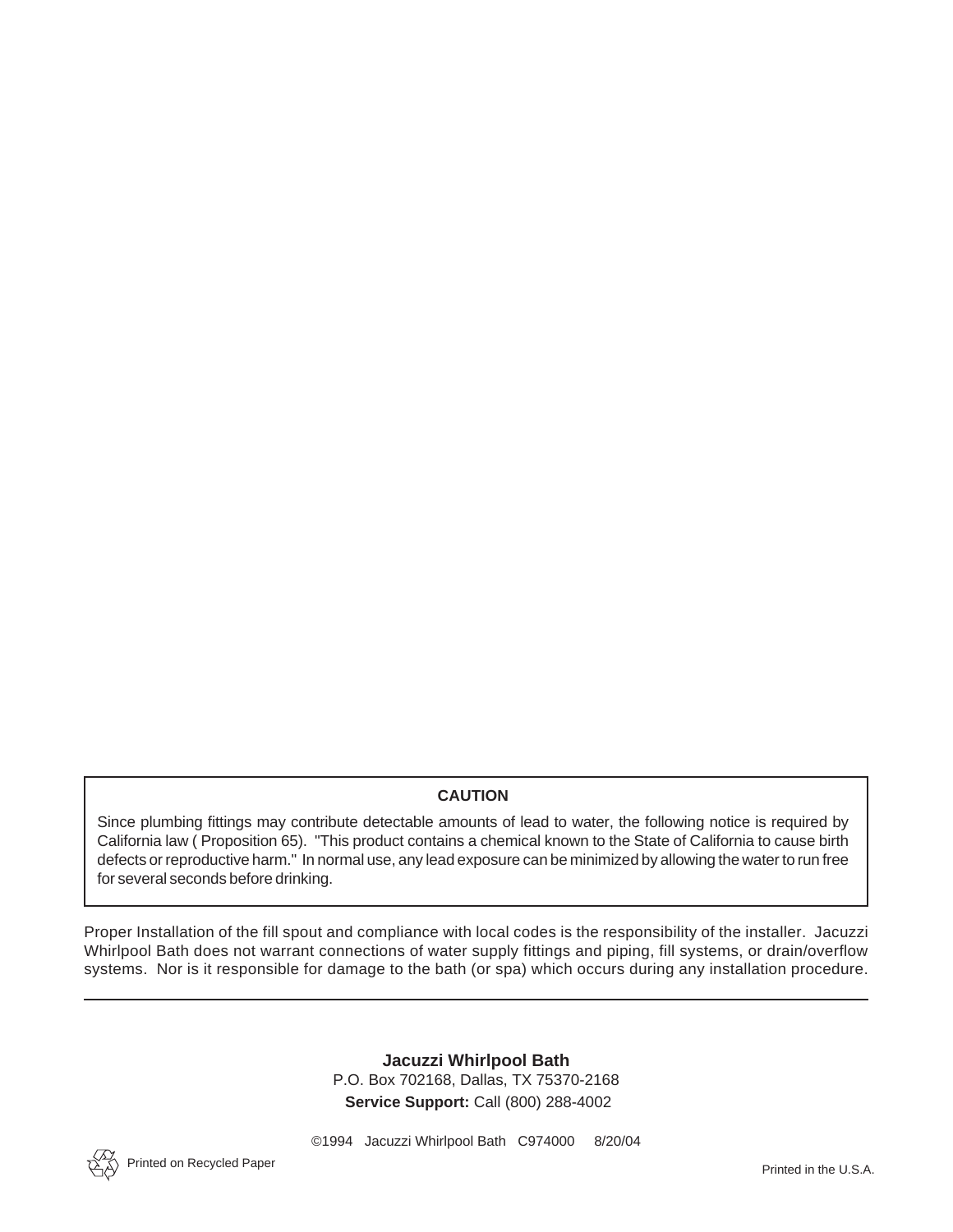**CAUTION**

Since plumbing fittings may contribute detectable amounts of lead to water, the following notice is required by California law ( Proposition 65). "This product contains a chemical known to the State of California to cause birth defects or reproductive harm." In normal use, any lead exposure can be minimized by allowing the water to run free for several seconds before drinking.

Proper Installation of the fill spout and compliance with local codes is the responsibility of the installer. Jacuzzi Whirlpool Bath does not warrant connections of water supply fittings and piping, fill systems, or drain/overflow systems. Nor is it responsible for damage to the bath (or spa) which occurs during any installation procedure.

---

**Jacuzzi Whirlpool Bath**
P.O. Box 702168, Dallas, TX 75370-2168
**Service Support:** Call (800) 288-4002

©1994 Jacuzzi Whirlpool Bath C974000 8/20/04

Printed on Recycled Paper

Printed in the U.S.A.